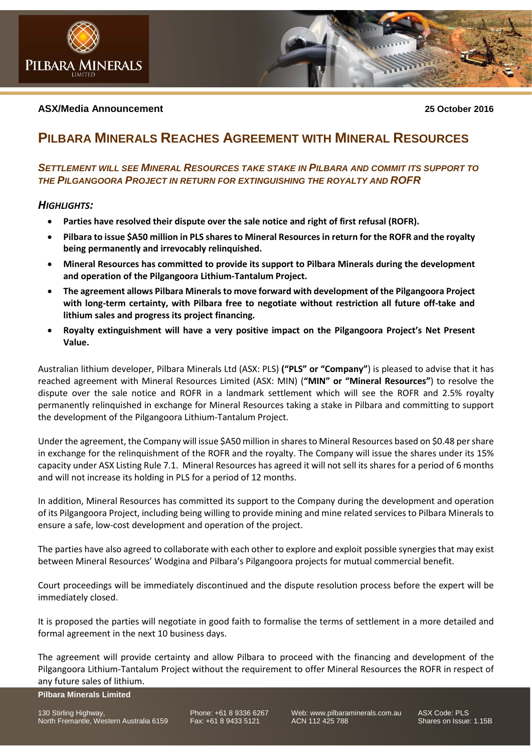**ASX/Media Announcement** **25 October 2016**

# Pilbara Minerals Reaches Agreement with Mineral Resources

***Settlement will see Mineral Resources take stake in Pilbara and commit its support to the Pilgangoora Project in return for extinguishing the royalty and ROFR***

## *Highlights:*

- **Parties have resolved their dispute over the sale notice and right of first refusal (ROFR).**
- **Pilbara to issue $A50 million in PLS shares to Mineral Resources in return for the ROFR and the royalty being permanently and irrevocably relinquished.**
- **Mineral Resources has committed to provide its support to Pilbara Minerals during the development and operation of the Pilgangoora Lithium-Tantalum Project.**
- **The agreement allows Pilbara Minerals to move forward with development of the Pilgangoora Project with long-term certainty, with Pilbara free to negotiate without restriction all future off-take and lithium sales and progress its project financing.**
- **Royalty extinguishment will have a very positive impact on the Pilgangoora Project's Net Present Value.**

Australian lithium developer, Pilbara Minerals Ltd (ASX: PLS) **("PLS" or "Company")** is pleased to advise that it has reached agreement with Mineral Resources Limited (ASX: MIN) (**"MIN" or "Mineral Resources"**) to resolve the dispute over the sale notice and ROFR in a landmark settlement which will see the ROFR and 2.5% royalty permanently relinquished in exchange for Mineral Resources taking a stake in Pilbara and committing to support the development of the Pilgangoora Lithium-Tantalum Project.

Under the agreement, the Company will issue $A50 million in shares to Mineral Resources based on $0.48 per share in exchange for the relinquishment of the ROFR and the royalty. The Company will issue the shares under its 15% capacity under ASX Listing Rule 7.1. Mineral Resources has agreed it will not sell its shares for a period of 6 months and will not increase its holding in PLS for a period of 12 months.

In addition, Mineral Resources has committed its support to the Company during the development and operation of its Pilgangoora Project, including being willing to provide mining and mine related services to Pilbara Minerals to ensure a safe, low-cost development and operation of the project.

The parties have also agreed to collaborate with each other to explore and exploit possible synergies that may exist between Mineral Resources' Wodgina and Pilbara's Pilgangoora projects for mutual commercial benefit.

Court proceedings will be immediately discontinued and the dispute resolution process before the expert will be immediately closed.

It is proposed the parties will negotiate in good faith to formalise the terms of settlement in a more detailed and formal agreement in the next 10 business days.

The agreement will provide certainty and allow Pilbara to proceed with the financing and development of the Pilgangoora Lithium-Tantalum Project without the requirement to offer Mineral Resources the ROFR in respect of any future sales of lithium.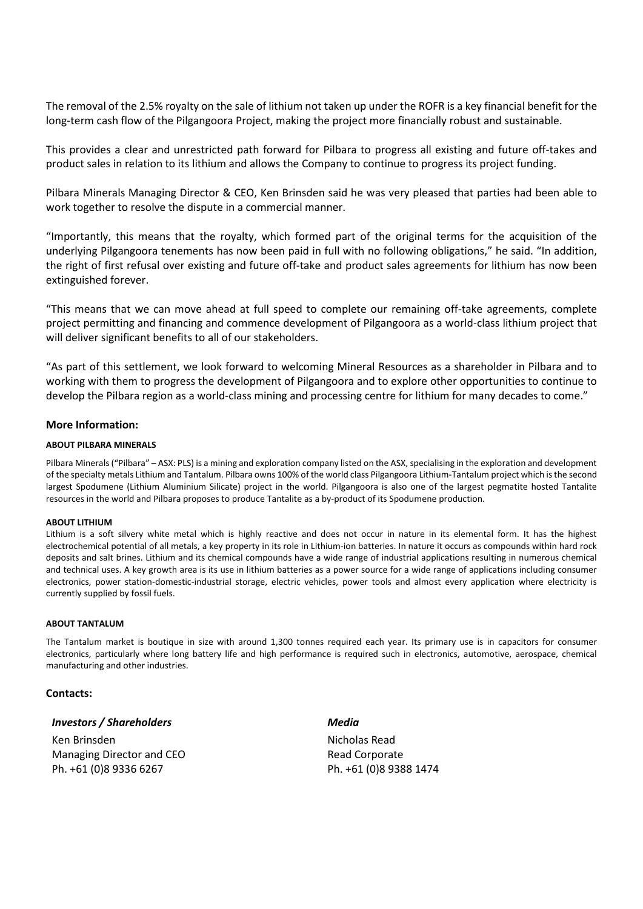The removal of the 2.5% royalty on the sale of lithium not taken up under the ROFR is a key financial benefit for the long-term cash flow of the Pilgangoora Project, making the project more financially robust and sustainable.

This provides a clear and unrestricted path forward for Pilbara to progress all existing and future off-takes and product sales in relation to its lithium and allows the Company to continue to progress its project funding.

Pilbara Minerals Managing Director & CEO, Ken Brinsden said he was very pleased that parties had been able to work together to resolve the dispute in a commercial manner.

"Importantly, this means that the royalty, which formed part of the original terms for the acquisition of the underlying Pilgangoora tenements has now been paid in full with no following obligations," he said. "In addition, the right of first refusal over existing and future off-take and product sales agreements for lithium has now been extinguished forever.

"This means that we can move ahead at full speed to complete our remaining off-take agreements, complete project permitting and financing and commence development of Pilgangoora as a world-class lithium project that will deliver significant benefits to all of our stakeholders.

"As part of this settlement, we look forward to welcoming Mineral Resources as a shareholder in Pilbara and to working with them to progress the development of Pilgangoora and to explore other opportunities to continue to develop the Pilbara region as a world-class mining and processing centre for lithium for many decades to come."

## More Information:

#### ABOUT PILBARA MINERALS

Pilbara Minerals ("Pilbara" – ASX: PLS) is a mining and exploration company listed on the ASX, specialising in the exploration and development of the specialty metals Lithium and Tantalum. Pilbara owns 100% of the world class Pilgangoora Lithium-Tantalum project which is the second largest Spodumene (Lithium Aluminium Silicate) project in the world. Pilgangoora is also one of the largest pegmatite hosted Tantalite resources in the world and Pilbara proposes to produce Tantalite as a by-product of its Spodumene production.

#### ABOUT LITHIUM

Lithium is a soft silvery white metal which is highly reactive and does not occur in nature in its elemental form. It has the highest electrochemical potential of all metals, a key property in its role in Lithium-ion batteries. In nature it occurs as compounds within hard rock deposits and salt brines. Lithium and its chemical compounds have a wide range of industrial applications resulting in numerous chemical and technical uses. A key growth area is its use in lithium batteries as a power source for a wide range of applications including consumer electronics, power station-domestic-industrial storage, electric vehicles, power tools and almost every application where electricity is currently supplied by fossil fuels.

#### ABOUT TANTALUM

The Tantalum market is boutique in size with around 1,300 tonnes required each year. Its primary use is in capacitors for consumer electronics, particularly where long battery life and high performance is required such in electronics, automotive, aerospace, chemical manufacturing and other industries.

## Contacts:

***Investors / Shareholders***

Ken Brinsden
Managing Director and CEO
Ph. +61 (0)8 9336 6267

***Media***

Nicholas Read
Read Corporate
Ph. +61 (0)8 9388 1474